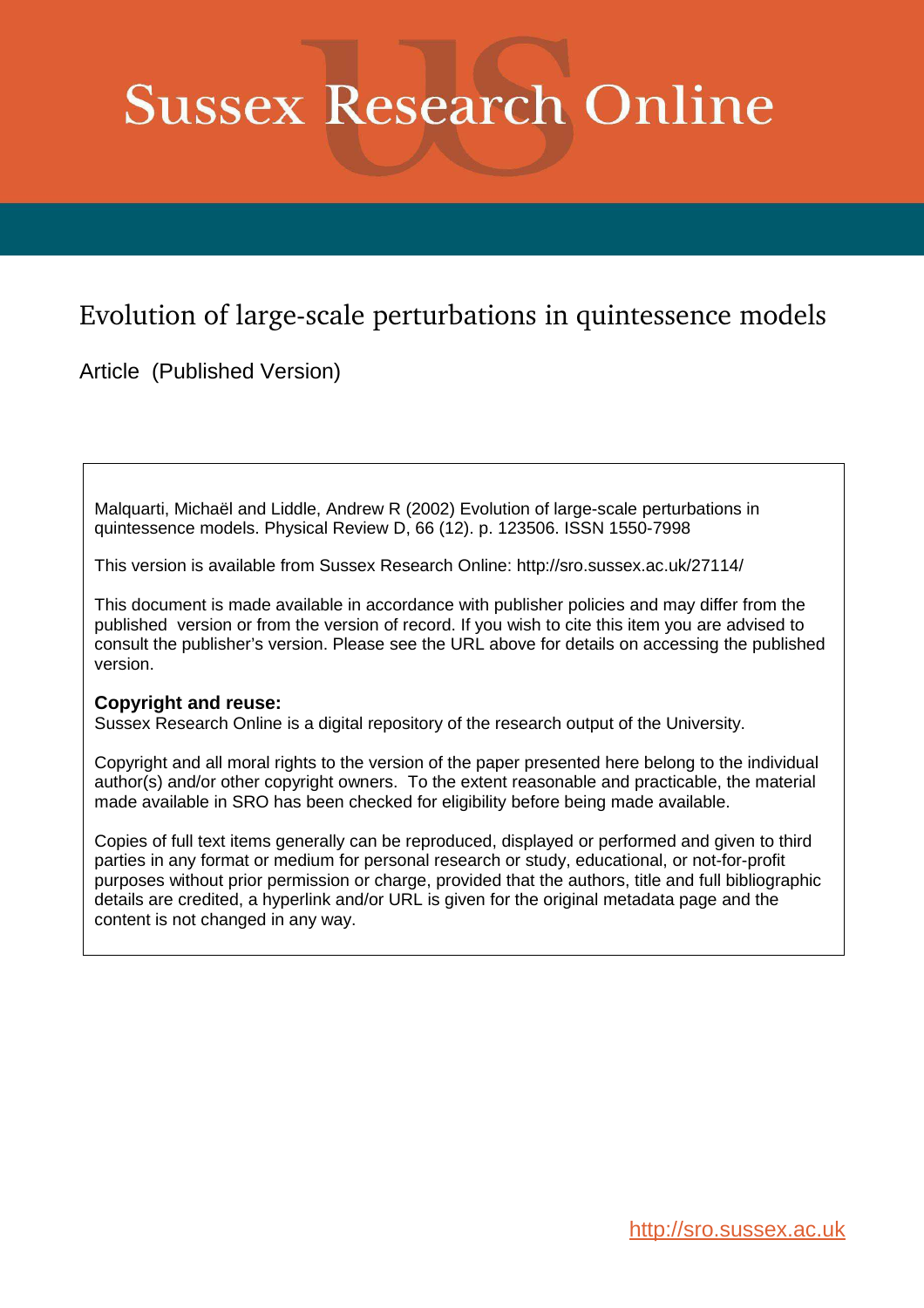# Sussex Research Online

## Evolution of large-scale perturbations in quintessence models

Article (Published Version)

Malquarti, Michaël and Liddle, Andrew R (2002) Evolution of large-scale perturbations in quintessence models. Physical Review D, 66 (12). p. 123506. ISSN 1550-7998

This version is available from Sussex Research Online: http://sro.sussex.ac.uk/27114/

This document is made available in accordance with publisher policies and may differ from the published version or from the version of record. If you wish to cite this item you are advised to consult the publisher's version. Please see the URL above for details on accessing the published version.

**Copyright and reuse:**
Sussex Research Online is a digital repository of the research output of the University.

Copyright and all moral rights to the version of the paper presented here belong to the individual author(s) and/or other copyright owners. To the extent reasonable and practicable, the material made available in SRO has been checked for eligibility before being made available.

Copies of full text items generally can be reproduced, displayed or performed and given to third parties in any format or medium for personal research or study, educational, or not-for-profit purposes without prior permission or charge, provided that the authors, title and full bibliographic details are credited, a hyperlink and/or URL is given for the original metadata page and the content is not changed in any way.

http://sro.sussex.ac.uk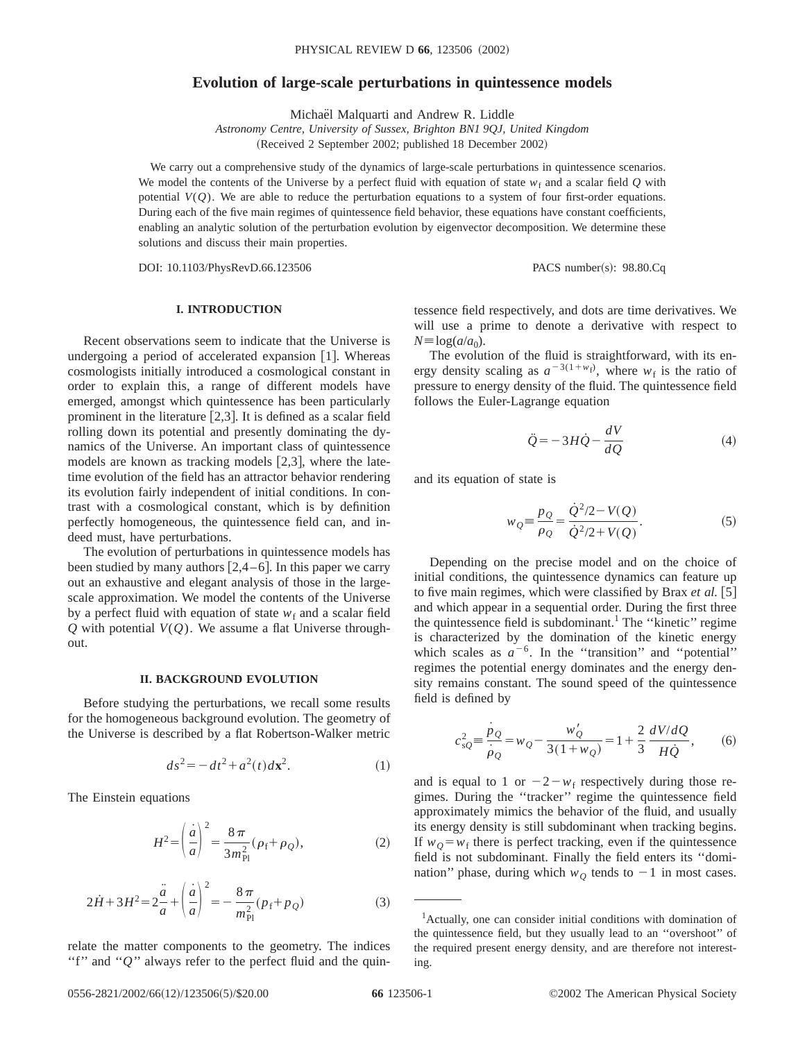# Evolution of large-scale perturbations in quintessence models

Michaël Malquarti and Andrew R. Liddle

*Astronomy Centre, University of Sussex, Brighton BN1 9QJ, United Kingdom*

(Received 2 September 2002; published 18 December 2002)

We carry out a comprehensive study of the dynamics of large-scale perturbations in quintessence scenarios. We model the contents of the Universe by a perfect fluid with equation of state $w_{\mathrm{f}}$ and a scalar field $Q$ with potential $V(Q)$. We are able to reduce the perturbation equations to a system of four first-order equations. During each of the five main regimes of quintessence field behavior, these equations have constant coefficients, enabling an analytic solution of the perturbation evolution by eigenvector decomposition. We determine these solutions and discuss their main properties.

DOI: 10.1103/PhysRevD.66.123506 PACS number(s): 98.80.Cq

## I. INTRODUCTION

Recent observations seem to indicate that the Universe is undergoing a period of accelerated expansion [1]. Whereas cosmologists initially introduced a cosmological constant in order to explain this, a range of different models have emerged, amongst which quintessence has been particularly prominent in the literature [2,3]. It is defined as a scalar field rolling down its potential and presently dominating the dynamics of the Universe. An important class of quintessence models are known as tracking models [2,3], where the late-time evolution of the field has an attractor behavior rendering its evolution fairly independent of initial conditions. In contrast with a cosmological constant, which is by definition perfectly homogeneous, the quintessence field can, and indeed must, have perturbations.

The evolution of perturbations in quintessence models has been studied by many authors [2,4–6]. In this paper we carry out an exhaustive and elegant analysis of those in the large-scale approximation. We model the contents of the Universe by a perfect fluid with equation of state $w_{\mathrm{f}}$ and a scalar field $Q$ with potential $V(Q)$. We assume a flat Universe throughout.

## II. BACKGROUND EVOLUTION

Before studying the perturbations, we recall some results for the homogeneous background evolution. The geometry of the Universe is described by a flat Robertson-Walker metric

$$ds^2 = -dt^2 + a^2(t) d\mathbf{x}^2. \tag{1}$$

The Einstein equations

$$H^2 = \left(\frac{\dot{a}}{a}\right)^2 = \frac{8\pi}{3m_{\mathrm{Pl}}^2}(\rho_{\mathrm{f}} + \rho_Q), \tag{2}$$

$$2\dot{H} + 3H^2 = 2\frac{\ddot{a}}{a} + \left(\frac{\dot{a}}{a}\right)^2 = -\frac{8\pi}{m_{\mathrm{Pl}}^2}(p_{\mathrm{f}} + p_Q) \tag{3}$$

relate the matter components to the geometry. The indices "f" and "$Q$" always refer to the perfect fluid and the quintessence field respectively, and dots are time derivatives. We will use a prime to denote a derivative with respect to $N \equiv \log(a/a_0)$.

The evolution of the fluid is straightforward, with its energy density scaling as $a^{-3(1+w_{\mathrm{f}})}$, where $w_{\mathrm{f}}$ is the ratio of pressure to energy density of the fluid. The quintessence field follows the Euler-Lagrange equation

$$\ddot{Q} = -3H\dot{Q} - \frac{dV}{dQ} \tag{4}$$

and its equation of state is

$$w_Q \equiv \frac{p_Q}{\rho_Q} = \frac{\dot{Q}^2/2 - V(Q)}{\dot{Q}^2/2 + V(Q)}. \tag{5}$$

Depending on the precise model and on the choice of initial conditions, the quintessence dynamics can feature up to five main regimes, which were classified by Brax *et al.* [5] and which appear in a sequential order. During the first three the quintessence field is subdominant.[1] The "kinetic" regime is characterized by the domination of the kinetic energy which scales as $a^{-6}$. In the "transition" and "potential" regimes the potential energy dominates and the energy density remains constant. The sound speed of the quintessence field is defined by

$$c_{\mathrm{s}Q}^2 \equiv \frac{\dot{p}_Q}{\dot{\rho}_Q} = w_Q - \frac{w_Q'}{3(1+w_Q)} = 1 + \frac{2}{3}\frac{dV/dQ}{H\dot{Q}}, \tag{6}$$

and is equal to 1 or $-2-w_{\mathrm{f}}$ respectively during those regimes. During the "tracker" regime the quintessence field approximately mimics the behavior of the fluid, and usually its energy density is still subdominant when tracking begins. If $w_Q = w_{\mathrm{f}}$ there is perfect tracking, even if the quintessence field is not subdominant. Finally the field enters its "domination" phase, during which $w_Q$ tends to $-1$ in most cases.

[1] Actually, one can consider initial conditions with domination of the quintessence field, but they usually lead to an "overshoot" of the required present energy density, and are therefore not interesting.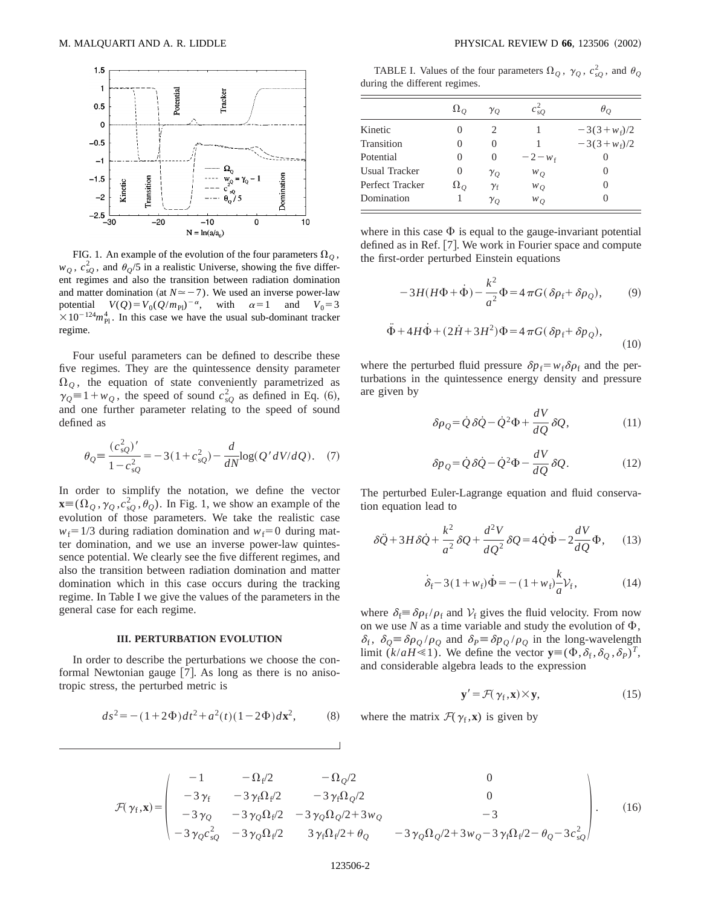FIG. 1. An example of the evolution of the four parameters $\Omega_Q$, $w_Q$, $c_{sQ}^2$, and $\theta_Q/5$ in a realistic Universe, showing the five different regimes and also the transition between radiation domination and matter domination (at $N\simeq-7$). We used an inverse power-law potential $V(Q)=V_0(Q/m_{\rm Pl})^{-\alpha}$, with $\alpha=1$ and $V_0=3\times10^{-124}m_{\rm Pl}^4$. In this case we have the usual sub-dominant tracker regime.

Four useful parameters can be defined to describe these five regimes. They are the quintessence density parameter $\Omega_Q$, the equation of state conveniently parametrized as $\gamma_Q\equiv 1+w_Q$, the speed of sound $c_{sQ}^2$ as defined in Eq. (6), and one further parameter relating to the speed of sound defined as

$$\theta_Q\equiv\frac{(c_{sQ}^2)'}{1-c_{sQ}^2}=-3(1+c_{sQ}^2)-\frac{d}{dN}\log(Q'dV/dQ). \quad (7)$$

In order to simplify the notation, we define the vector $\mathbf{x}\equiv(\Omega_Q,\gamma_Q,c_{sQ}^2,\theta_Q)$. In Fig. 1, we show an example of the evolution of those parameters. We take the realistic case $w_f=1/3$ during radiation domination and $w_f=0$ during matter domination, and we use an inverse power-law quintessence potential. We clearly see the five different regimes, and also the transition between radiation domination and matter domination which in this case occurs during the tracking regime. In Table I we give the values of the parameters in the general case for each regime.

TABLE I. Values of the four parameters $\Omega_Q$, $\gamma_Q$, $c_{sQ}^2$, and $\theta_Q$ during the different regimes.

| | $\Omega_Q$ | $\gamma_Q$ | $c_{sQ}^2$ | $\theta_Q$ |
|---|---|---|---|---|
| Kinetic | 0 | 2 | 1 | $-3(3+w_f)/2$ |
| Transition | 0 | 0 | 1 | $-3(3+w_f)/2$ |
| Potential | 0 | 0 | $-2-w_f$ | 0 |
| Usual Tracker | 0 | $\gamma_Q$ | $w_Q$ | 0 |
| Perfect Tracker | $\Omega_Q$ | $\gamma_f$ | $w_Q$ | 0 |
| Domination | 1 | $\gamma_Q$ | $w_Q$ | 0 |

## III. PERTURBATION EVOLUTION

In order to describe the perturbations we choose the conformal Newtonian gauge [7]. As long as there is no anisotropic stress, the perturbed metric is

$$ds^2=-(1+2\Phi)dt^2+a^2(t)(1-2\Phi)d\mathbf{x}^2, \quad (8)$$

where in this case $\Phi$ is equal to the gauge-invariant potential defined as in Ref. [7]. We work in Fourier space and compute the first-order perturbed Einstein equations

$$-3H(H\Phi+\dot{\Phi})-\frac{k^2}{a^2}\Phi=4\pi G(\delta\rho_f+\delta\rho_Q), \quad (9)$$

$$\ddot{\Phi}+4H\dot{\Phi}+(2\dot{H}+3H^2)\Phi=4\pi G(\delta p_f+\delta p_Q), \quad (10)$$

where the perturbed fluid pressure $\delta p_f=w_f\delta\rho_f$ and the perturbations in the quintessence energy density and pressure are given by

$$\delta\rho_Q=\dot{Q}\delta\dot{Q}-\dot{Q}^2\Phi+\frac{dV}{dQ}\delta Q, \quad (11)$$

$$\delta p_Q=\dot{Q}\delta\dot{Q}-\dot{Q}^2\Phi-\frac{dV}{dQ}\delta Q. \quad (12)$$

The perturbed Euler-Lagrange equation and fluid conservation equation lead to

$$\delta\ddot{Q}+3H\delta\dot{Q}+\frac{k^2}{a^2}\delta Q+\frac{d^2V}{dQ^2}\delta Q=4\dot{Q}\dot{\Phi}-2\frac{dV}{dQ}\Phi, \quad (13)$$

$$\dot{\delta}_f-3(1+w_f)\dot{\Phi}=-(1+w_f)\frac{k}{a}\mathcal{V}_f, \quad (14)$$

where $\delta_f\equiv\delta\rho_f/\rho_f$ and $\mathcal{V}_f$ gives the fluid velocity. From now on we use $N$ as a time variable and study the evolution of $\Phi$, $\delta_f$, $\delta_Q\equiv\delta\rho_Q/\rho_Q$ and $\delta_P\equiv\delta p_Q/\rho_Q$ in the long-wavelength limit ($k/aH\ll1$). We define the vector $\mathbf{y}\equiv(\Phi,\delta_f,\delta_Q,\delta_P)^T$, and considerable algebra leads to the expression

$$\mathbf{y}'=\mathcal{F}(\gamma_f,\mathbf{x})\times\mathbf{y}, \quad (15)$$

where the matrix $\mathcal{F}(\gamma_f,\mathbf{x})$ is given by

$$\mathcal{F}(\gamma_f,\mathbf{x})=\begin{pmatrix} -1 & -\Omega_f/2 & -\Omega_Q/2 & 0 \\ -3\gamma_f & -3\gamma_f\Omega_f/2 & -3\gamma_f\Omega_Q/2 & 0 \\ -3\gamma_Q & -3\gamma_Q\Omega_f/2 & -3\gamma_Q\Omega_Q/2+3w_Q & -3 \\ -3\gamma_Q c_{sQ}^2 & -3\gamma_Q\Omega_f/2 & 3\gamma_f\Omega_f/2+\theta_Q & -3\gamma_Q\Omega_Q/2+3w_Q-3\gamma_f\Omega_f/2-\theta_Q-3c_{sQ}^2 \end{pmatrix}. \quad (16)$$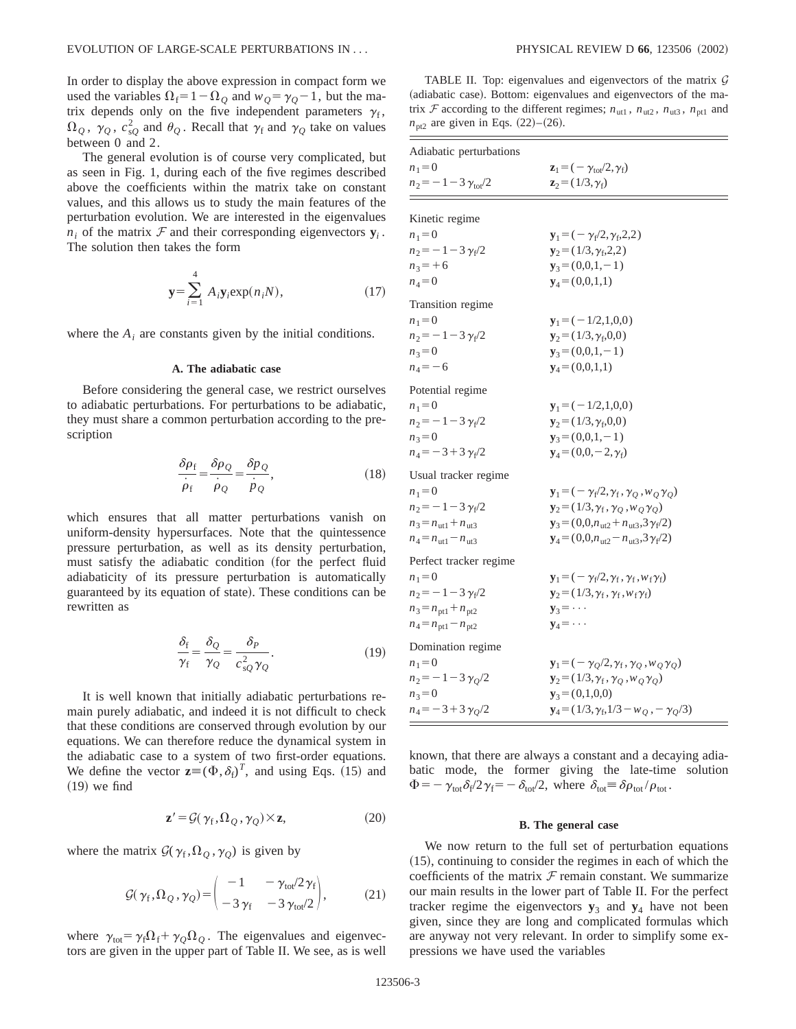In order to display the above expression in compact form we used the variables $\Omega_{\rm f}=1-\Omega_Q$ and $w_Q=\gamma_Q-1$, but the matrix depends only on the five independent parameters $\gamma_{\rm f}$, $\Omega_Q$, $\gamma_Q$, $c_{sQ}^2$ and $\theta_Q$. Recall that $\gamma_{\rm f}$ and $\gamma_Q$ take on values between 0 and 2.

The general evolution is of course very complicated, but as seen in Fig. 1, during each of the five regimes described above the coefficients within the matrix take on constant values, and this allows us to study the main features of the perturbation evolution. We are interested in the eigenvalues $n_i$ of the matrix $\mathcal{F}$ and their corresponding eigenvectors $\mathbf{y}_i$. The solution then takes the form

$$\mathbf{y}=\sum_{i=1}^{4} A_i \mathbf{y}_i \exp(n_i N), \tag{17}$$

where the $A_i$ are constants given by the initial conditions.

### A. The adiabatic case

Before considering the general case, we restrict ourselves to adiabatic perturbations. For perturbations to be adiabatic, they must share a common perturbation according to the prescription

$$\frac{\delta\rho_{\rm f}}{\dot{\rho}_{\rm f}}=\frac{\delta\rho_Q}{\dot{\rho}_Q}=\frac{\delta p_Q}{\dot{p}_Q}, \tag{18}$$

which ensures that all matter perturbations vanish on uniform-density hypersurfaces. Note that the quintessence pressure perturbation, as well as its density perturbation, must satisfy the adiabatic condition (for the perfect fluid adiabaticity of its pressure perturbation is automatically guaranteed by its equation of state). These conditions can be rewritten as

$$\frac{\delta_{\rm f}}{\gamma_{\rm f}}=\frac{\delta_Q}{\gamma_Q}=\frac{\delta_P}{c_{sQ}^2\gamma_Q}. \tag{19}$$

It is well known that initially adiabatic perturbations remain purely adiabatic, and indeed it is not difficult to check that these conditions are conserved through evolution by our equations. We can therefore reduce the dynamical system in the adiabatic case to a system of two first-order equations. We define the vector $\mathbf{z}\equiv(\Phi,\delta_{\rm f})^T$, and using Eqs. (15) and (19) we find

$$\mathbf{z}'=\mathcal{G}(\gamma_{\rm f},\Omega_Q,\gamma_Q)\times\mathbf{z}, \tag{20}$$

where the matrix $\mathcal{G}(\gamma_{\rm f},\Omega_Q,\gamma_Q)$ is given by

$$\mathcal{G}(\gamma_{\rm f},\Omega_Q,\gamma_Q)=\begin{pmatrix}-1 & -\gamma_{\rm tot}/2\gamma_{\rm f}\\ -3\gamma_{\rm f} & -3\gamma_{\rm tot}/2\end{pmatrix}, \tag{21}$$

where $\gamma_{\rm tot}=\gamma_{\rm f}\Omega_{\rm f}+\gamma_Q\Omega_Q$. The eigenvalues and eigenvectors are given in the upper part of Table II. We see, as is well known, that there are always a constant and a decaying adiabatic mode, the former giving the late-time solution $\Phi=-\gamma_{\rm tot}\delta_{\rm f}/2\gamma_{\rm f}=-\delta_{\rm tot}/2$, where $\delta_{\rm tot}\equiv\delta\rho_{\rm tot}/\rho_{\rm tot}$.

TABLE II. Top: eigenvalues and eigenvectors of the matrix $\mathcal{G}$ (adiabatic case). Bottom: eigenvalues and eigenvectors of the matrix $\mathcal{F}$ according to the different regimes; $n_{\rm ut1}$, $n_{\rm ut2}$, $n_{\rm ut3}$, $n_{\rm pt1}$ and $n_{\rm pt2}$ are given in Eqs. (22)–(26).

| Eigenvalue | Eigenvector |
|---|---|
| **Adiabatic perturbations** | |
| $n_1=0$ | $\mathbf{z}_1=(-\gamma_{\rm tot}/2,\gamma_{\rm f})$ |
| $n_2=-1-3\gamma_{\rm tot}/2$ | $\mathbf{z}_2=(1/3,\gamma_{\rm f})$ |
| **Kinetic regime** | |
| $n_1=0$ | $\mathbf{y}_1=(-\gamma_{\rm f}/2,\gamma_{\rm f},2,2)$ |
| $n_2=-1-3\gamma_{\rm f}/2$ | $\mathbf{y}_2=(1/3,\gamma_{\rm f},2,2)$ |
| $n_3=+6$ | $\mathbf{y}_3=(0,0,1,-1)$ |
| $n_4=0$ | $\mathbf{y}_4=(0,0,1,1)$ |
| **Transition regime** | |
| $n_1=0$ | $\mathbf{y}_1=(-1/2,1,0,0)$ |
| $n_2=-1-3\gamma_{\rm f}/2$ | $\mathbf{y}_2=(1/3,\gamma_{\rm f},0,0)$ |
| $n_3=0$ | $\mathbf{y}_3=(0,0,1,-1)$ |
| $n_4=-6$ | $\mathbf{y}_4=(0,0,1,1)$ |
| **Potential regime** | |
| $n_1=0$ | $\mathbf{y}_1=(-1/2,1,0,0)$ |
| $n_2=-1-3\gamma_{\rm f}/2$ | $\mathbf{y}_2=(1/3,\gamma_{\rm f},0,0)$ |
| $n_3=0$ | $\mathbf{y}_3=(0,0,1,-1)$ |
| $n_4=-3+3\gamma_{\rm f}/2$ | $\mathbf{y}_4=(0,0,-2,\gamma_{\rm f})$ |
| **Usual tracker regime** | |
| $n_1=0$ | $\mathbf{y}_1=(-\gamma_{\rm f}/2,\gamma_{\rm f},\gamma_Q,w_Q\gamma_Q)$ |
| $n_2=-1-3\gamma_{\rm f}/2$ | $\mathbf{y}_2=(1/3,\gamma_{\rm f},\gamma_Q,w_Q\gamma_Q)$ |
| $n_3=n_{\rm ut1}+n_{\rm ut3}$ | $\mathbf{y}_3=(0,0,n_{\rm ut2}+n_{\rm ut3},3\gamma_{\rm f}/2)$ |
| $n_4=n_{\rm ut1}-n_{\rm ut3}$ | $\mathbf{y}_4=(0,0,n_{\rm ut2}-n_{\rm ut3},3\gamma_{\rm f}/2)$ |
| **Perfect tracker regime** | |
| $n_1=0$ | $\mathbf{y}_1=(-\gamma_{\rm f}/2,\gamma_{\rm f},\gamma_{\rm f},w_{\rm f}\gamma_{\rm f})$ |
| $n_2=-1-3\gamma_{\rm f}/2$ | $\mathbf{y}_2=(1/3,\gamma_{\rm f},\gamma_{\rm f},w_{\rm f}\gamma_{\rm f})$ |
| $n_3=n_{\rm pt1}+n_{\rm pt2}$ | $\mathbf{y}_3=\cdots$ |
| $n_4=n_{\rm pt1}-n_{\rm pt2}$ | $\mathbf{y}_4=\cdots$ |
| **Domination regime** | |
| $n_1=0$ | $\mathbf{y}_1=(-\gamma_Q/2,\gamma_{\rm f},\gamma_Q,w_Q\gamma_Q)$ |
| $n_2=-1-3\gamma_Q/2$ | $\mathbf{y}_2=(1/3,\gamma_{\rm f},\gamma_Q,w_Q\gamma_Q)$ |
| $n_3=0$ | $\mathbf{y}_3=(0,1,0,0)$ |
| $n_4=-3+3\gamma_Q/2$ | $\mathbf{y}_4=(1/3,\gamma_{\rm f},1/3-w_Q,-\gamma_Q/3)$ |

### B. The general case

We now return to the full set of perturbation equations (15), continuing to consider the regimes in each of which the coefficients of the matrix $\mathcal{F}$ remain constant. We summarize our main results in the lower part of Table II. For the perfect tracker regime the eigenvectors $\mathbf{y}_3$ and $\mathbf{y}_4$ have not been given, since they are long and complicated formulas which are anyway not very relevant. In order to simplify some expressions we have used the variables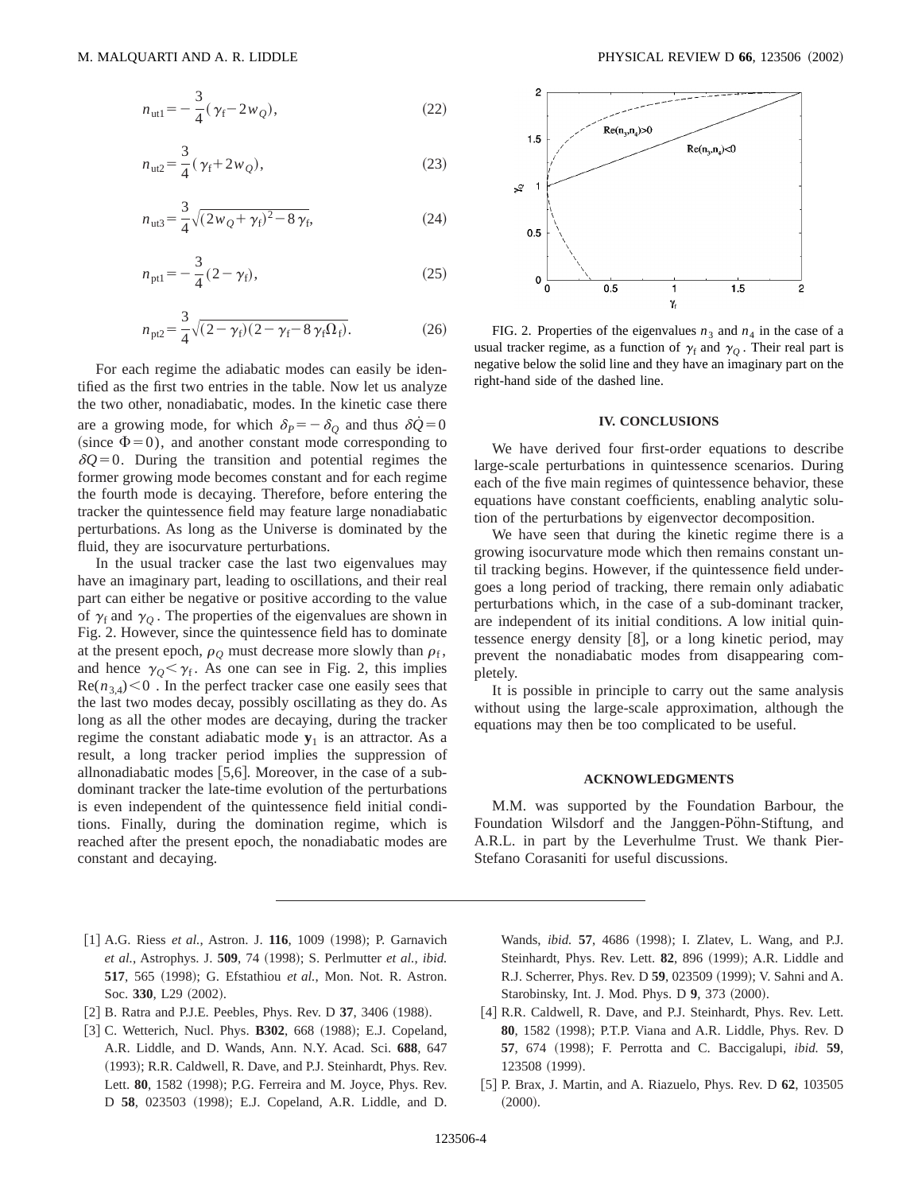$$n_{\rm ut1} = -\frac{3}{4}(\gamma_{\rm f} - 2w_Q), \tag{22}$$

$$n_{\rm ut2} = \frac{3}{4}(\gamma_{\rm f} + 2w_Q), \tag{23}$$

$$n_{\rm ut3} = \frac{3}{4}\sqrt{(2w_Q + \gamma_{\rm f})^2 - 8\gamma_{\rm f}}, \tag{24}$$

$$n_{\rm pt1} = -\frac{3}{4}(2 - \gamma_{\rm f}), \tag{25}$$

$$n_{\rm pt2} = \frac{3}{4}\sqrt{(2-\gamma_{\rm f})(2-\gamma_{\rm f} - 8\gamma_{\rm f}\Omega_{\rm f})}. \tag{26}$$

For each regime the adiabatic modes can easily be identified as the first two entries in the table. Now let us analyze the two other, nonadiabatic, modes. In the kinetic case there are a growing mode, for which $\delta_P = -\delta_Q$ and thus $\delta\dot{Q} = 0$ (since $\Phi = 0$), and another constant mode corresponding to $\delta Q = 0$. During the transition and potential regimes the former growing mode becomes constant and for each regime the fourth mode is decaying. Therefore, before entering the tracker the quintessence field may feature large nonadiabatic perturbations. As long as the Universe is dominated by the fluid, they are isocurvature perturbations.

In the usual tracker case the last two eigenvalues may have an imaginary part, leading to oscillations, and their real part can either be negative or positive according to the value of $\gamma_{\rm f}$ and $\gamma_Q$. The properties of the eigenvalues are shown in Fig. 2. However, since the quintessence field has to dominate at the present epoch, $\rho_Q$ must decrease more slowly than $\rho_{\rm f}$, and hence $\gamma_Q < \gamma_{\rm f}$. As one can see in Fig. 2, this implies $\mathrm{Re}(n_{3,4}) < 0$. In the perfect tracker case one easily sees that the last two modes decay, possibly oscillating as they do. As long as all the other modes are decaying, during the tracker regime the constant adiabatic mode $\mathbf{y}_1$ is an attractor. As a result, a long tracker period implies the suppression of allnonadiabatic modes [5,6]. Moreover, in the case of a subdominant tracker the late-time evolution of the perturbations is even independent of the quintessence field initial conditions. Finally, during the domination regime, which is reached after the present epoch, the nonadiabatic modes are constant and decaying.

FIG. 2. Properties of the eigenvalues $n_3$ and $n_4$ in the case of a usual tracker regime, as a function of $\gamma_{\rm f}$ and $\gamma_Q$. Their real part is negative below the solid line and they have an imaginary part on the right-hand side of the dashed line.

## IV. CONCLUSIONS

We have derived four first-order equations to describe large-scale perturbations in quintessence scenarios. During each of the five main regimes of quintessence behavior, these equations have constant coefficients, enabling analytic solution of the perturbations by eigenvector decomposition.

We have seen that during the kinetic regime there is a growing isocurvature mode which then remains constant until tracking begins. However, if the quintessence field undergoes a long period of tracking, there remain only adiabatic perturbations which, in the case of a sub-dominant tracker, are independent of its initial conditions. A low initial quintessence energy density [8], or a long kinetic period, may prevent the nonadiabatic modes from disappearing completely.

It is possible in principle to carry out the same analysis without using the large-scale approximation, although the equations may then be too complicated to be useful.

## ACKNOWLEDGMENTS

M.M. was supported by the Foundation Barbour, the Foundation Wilsdorf and the Janggen-Pöhn-Stiftung, and A.R.L. in part by the Leverhulme Trust. We thank Pier-Stefano Corasaniti for useful discussions.

---

[1] A.G. Riess *et al.*, Astron. J. **116**, 1009 (1998); P. Garnavich *et al.*, Astrophys. J. **509**, 74 (1998); S. Perlmutter *et al.*, *ibid.* **517**, 565 (1998); G. Efstathiou *et al.*, Mon. Not. R. Astron. Soc. **330**, L29 (2002).

[2] B. Ratra and P.J.E. Peebles, Phys. Rev. D **37**, 3406 (1988).

[3] C. Wetterich, Nucl. Phys. **B302**, 668 (1988); E.J. Copeland, A.R. Liddle, and D. Wands, Ann. N.Y. Acad. Sci. **688**, 647 (1993); R.R. Caldwell, R. Dave, and P.J. Steinhardt, Phys. Rev. Lett. **80**, 1582 (1998); P.G. Ferreira and M. Joyce, Phys. Rev. D **58**, 023503 (1998); E.J. Copeland, A.R. Liddle, and D. Wands, *ibid.* **57**, 4686 (1998); I. Zlatev, L. Wang, and P.J. Steinhardt, Phys. Rev. Lett. **82**, 896 (1999); A.R. Liddle and R.J. Scherrer, Phys. Rev. D **59**, 023509 (1999); V. Sahni and A. Starobinsky, Int. J. Mod. Phys. D **9**, 373 (2000).

[4] R.R. Caldwell, R. Dave, and P.J. Steinhardt, Phys. Rev. Lett. **80**, 1582 (1998); P.T.P. Viana and A.R. Liddle, Phys. Rev. D **57**, 674 (1998); F. Perrotta and C. Baccigalupi, *ibid.* **59**, 123508 (1999).

[5] P. Brax, J. Martin, and A. Riazuelo, Phys. Rev. D **62**, 103505 (2000).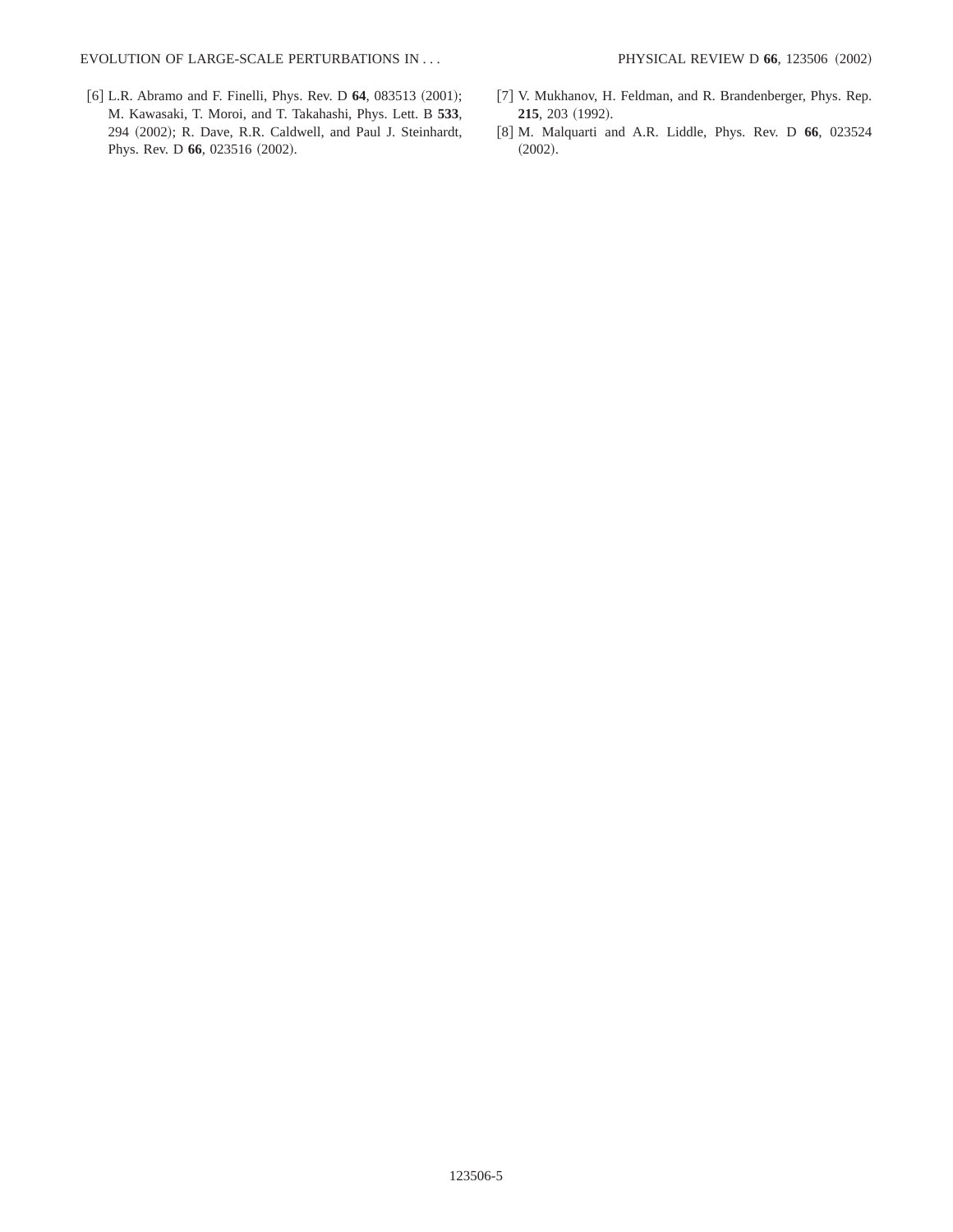[6] L.R. Abramo and F. Finelli, Phys. Rev. D **64**, 083513 (2001); M. Kawasaki, T. Moroi, and T. Takahashi, Phys. Lett. B **533**, 294 (2002); R. Dave, R.R. Caldwell, and Paul J. Steinhardt, Phys. Rev. D **66**, 023516 (2002).

[7] V. Mukhanov, H. Feldman, and R. Brandenberger, Phys. Rep. **215**, 203 (1992).

[8] M. Malquarti and A.R. Liddle, Phys. Rev. D **66**, 023524 (2002).